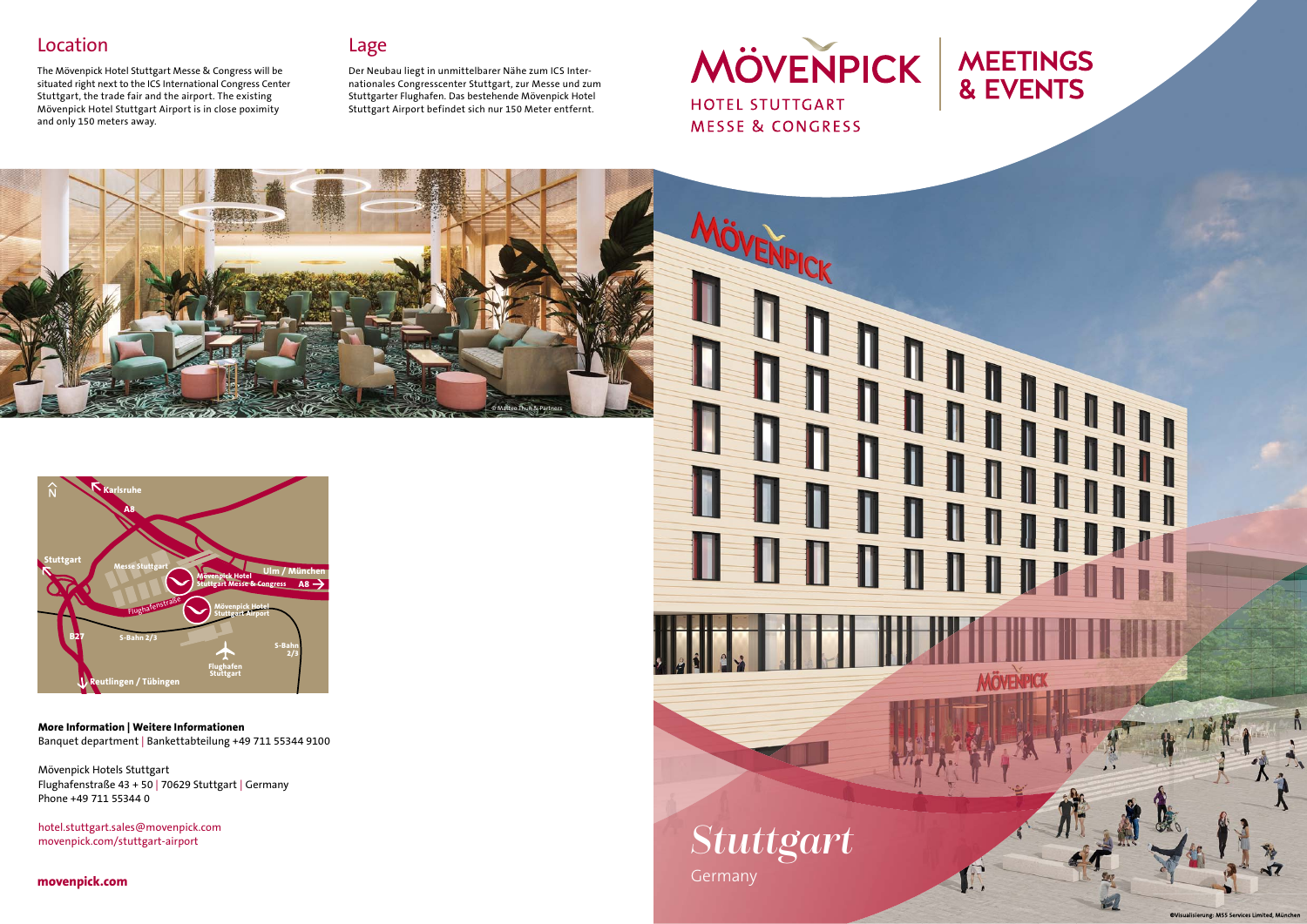# MÖVENPICK
HOTEL STUTTGART
MESSE & CONGRESS

# MEETINGS & EVENTS

## Location

The Mövenpick Hotel Stuttgart Messe & Congress will be situated right next to the ICS International Congress Center Stuttgart, the trade fair and the airport. The existing Mövenpick Hotel Stuttgart Airport is in close poximity and only 150 meters away.

## Lage

Der Neubau liegt in unmittelbarer Nähe zum ICS Internationales Congresscenter Stuttgart, zur Messe und zum Stuttgarter Flughafen. Das bestehende Mövenpick Hotel Stuttgart Airport befindet sich nur 150 Meter entfernt.

© Matteo Thun & Partners

**More Information | Weitere Informationen**
Banquet department | Bankettabteilung +49 711 55344 9100

Mövenpick Hotels Stuttgart
Flughafenstraße 43 + 50 | 70629 Stuttgart | Germany
Phone +49 711 55344 0

hotel.stuttgart.sales@movenpick.com
movenpick.com/stuttgart-airport

**movenpick.com**

*Stuttgart*
Germany

©Visualisierung: MSS Services Limited, München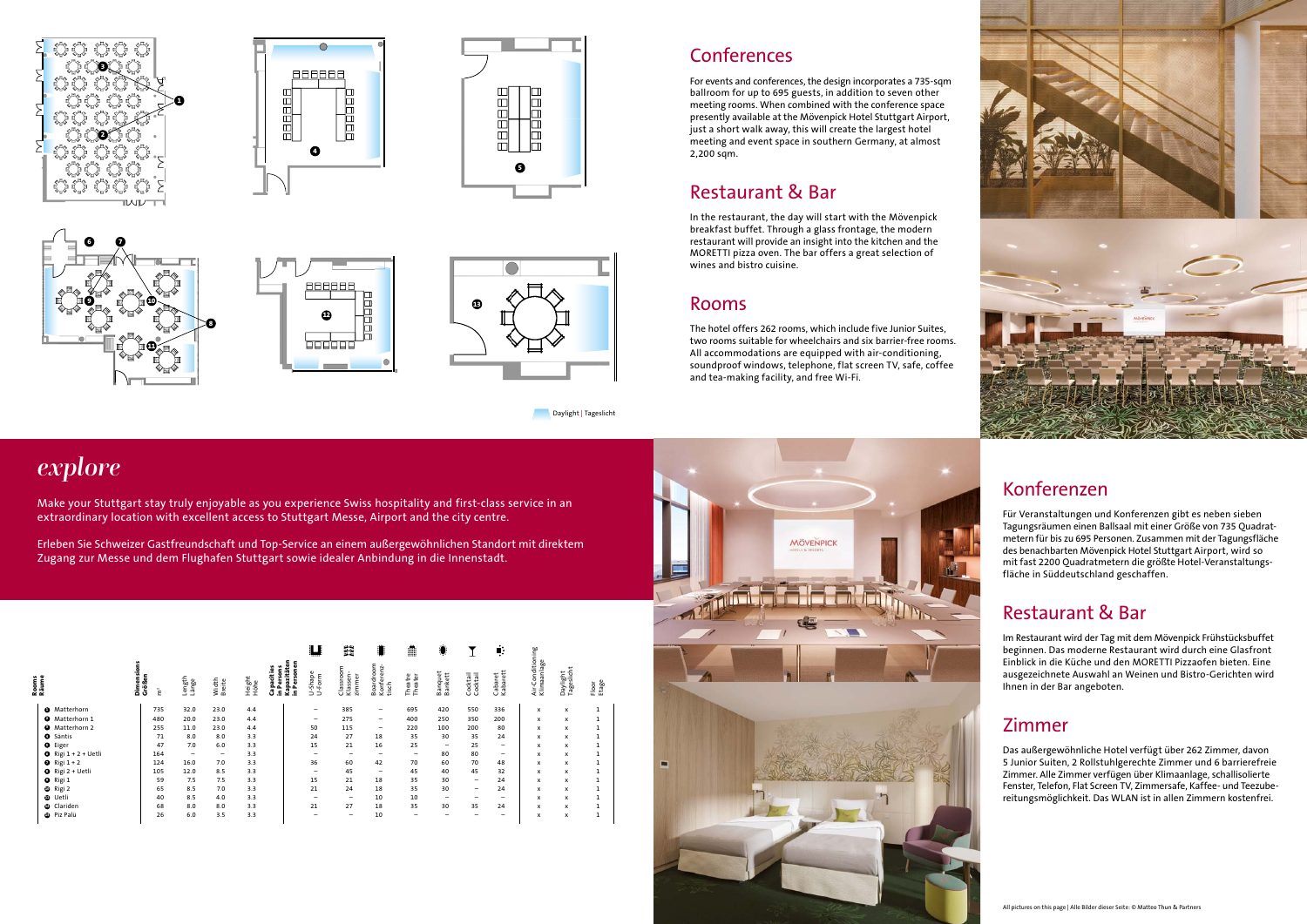## Conferences

For events and conferences, the design incorporates a 735-sqm ballroom for up to 695 guests, in addition to seven other meeting rooms. When combined with the conference space presently available at the Mövenpick Hotel Stuttgart Airport, just a short walk away, this will create the largest hotel meeting and event space in southern Germany, at almost 2,200 sqm.

## Restaurant & Bar

In the restaurant, the day will start with the Mövenpick breakfast buffet. Through a glass frontage, the modern restaurant will provide an insight into the kitchen and the MORETTI pizza oven. The bar offers a great selection of wines and bistro cuisine.

## Rooms

The hotel offers 262 rooms, which include five Junior Suites, two rooms suitable for wheelchairs and six barrier-free rooms. All accommodations are equipped with air-conditioning, soundproof windows, telephone, flat screen TV, safe, coffee and tea-making facility, and free Wi-Fi.

Daylight | Tageslicht

# *explore*

Make your Stuttgart stay truly enjoyable as you experience Swiss hospitality and first-class service in an extraordinary location with excellent access to Stuttgart Messe, Airport and the city centre.

Erleben Sie Schweizer Gastfreundschaft und Top-Service an einem außergewöhnlichen Standort mit direktem Zugang zur Messe und dem Flughafen Stuttgart sowie idealer Anbindung in die Innenstadt.

| Rooms Räume | Dimensions Größen m² | Length Länge | Width Breite | Height Höhe | U-Shape U-Form | Classroom Klassenzimmer | Boardroom Konferenztisch | Theatre Theater | Banquet Bankett | Cocktail Cocktail | Cabaret Kabarett | Air-Conditioning Klimaanlage | Daylight Tageslicht | Floor Etage |
|---|---|---|---|---|---|---|---|---|---|---|---|---|---|---|
| 1 Matterhorn | 735 | 32.0 | 23.0 | 4.4 | – | 385 | – | 695 | 420 | 550 | 336 | x | x | 1 |
| 2 Matterhorn 1 | 480 | 20.0 | 23.0 | 4.4 | – | 275 | – | 400 | 250 | 350 | 200 | x | x | 1 |
| 3 Matterhorn 2 | 255 | 11.0 | 23.0 | 4.4 | 50 | 115 | – | 220 | 100 | 200 | 80 | x | x | 1 |
| 4 Säntis | 71 | 8.0 | 8.0 | 3.3 | 24 | 27 | 18 | 35 | 30 | 35 | 24 | x | x | 1 |
| 5 Eiger | 47 | 7.0 | 6.0 | 3.3 | 15 | 21 | 16 | 25 | – | 25 | – | x | x | 1 |
| 6 Rigi 1 + 2 + Uetli | 164 | – | – | 3.3 | – | – | – | – | 80 | 80 | – | x | x | 1 |
| 7 Rigi 1 + 2 | 124 | 16.0 | 7.0 | 3.3 | 36 | 60 | 42 | 70 | 60 | 70 | 48 | x | x | 1 |
| 8 Rigi 2 + Uetli | 105 | 12.0 | 8.5 | 3.3 | – | 45 | – | 45 | 40 | 45 | 32 | x | x | 1 |
| 9 Rigi 1 | 59 | 7.5 | 7.5 | 3.3 | 15 | 21 | 18 | 35 | 30 | – | 24 | x | x | 1 |
| 10 Rigi 2 | 65 | 8.5 | 7.0 | 3.3 | 21 | 24 | 18 | 35 | 30 | – | 24 | x | x | 1 |
| 11 Uetli | 40 | 8.5 | 4.0 | 3.3 | – | – | 10 | 10 | – | – | – | x | x | 1 |
| 12 Clariden | 68 | 8.0 | 8.0 | 3.3 | 21 | 27 | 18 | 35 | 30 | 35 | 24 | x | x | 1 |
| 13 Piz Palü | 26 | 6.0 | 3.5 | 3.3 | – | – | 10 | – | – | – | – | x | x | 1 |

Capacities in Persons / Kapazitäten in Personen

## Konferenzen

Für Veranstaltungen und Konferenzen gibt es neben sieben Tagungsräumen einen Ballsaal mit einer Größe von 735 Quadratmetern für bis zu 695 Personen. Zusammen mit der Tagungsfläche des benachbarten Mövenpick Hotel Stuttgart Airport, wird so mit fast 2200 Quadratmetern die größte Hotel-Veranstaltungsfläche in Süddeutschland geschaffen.

## Restaurant & Bar

Im Restaurant wird der Tag mit dem Mövenpick Frühstücksbuffet beginnen. Das moderne Restaurant wird durch eine Glasfront Einblick in die Küche und den MORETTI Pizzaofen bieten. Eine ausgezeichnete Auswahl an Weinen und Bistro-Gerichten wird Ihnen in der Bar angeboten.

## Zimmer

Das außergewöhnliche Hotel verfügt über 262 Zimmer, davon 5 Junior Suiten, 2 Rollstuhlgerechte Zimmer und 6 barrierefreie Zimmer. Alle Zimmer verfügen über Klimaanlage, schallisolierte Fenster, Telefon, Flat Screen TV, Zimmersafe, Kaffee- und Teezubereitungsmöglichkeit. Das WLAN ist in allen Zimmern kostenfrei.

All pictures on this page | Alle Bilder dieser Seite: © Matteo Thun & Partners